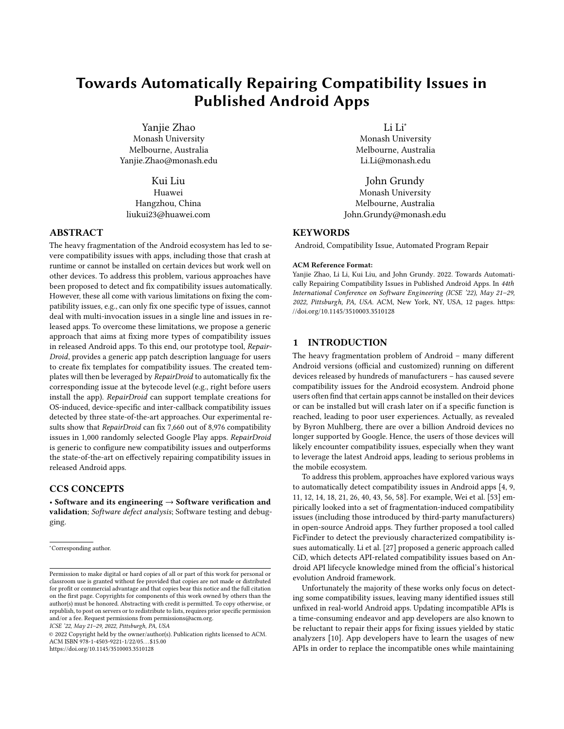# Towards Automatically Repairing Compatibility Issues in Published Android Apps

Yanjie Zhao
Monash University
Melbourne, Australia
Yanjie.Zhao@monash.edu

Li Li*
Monash University
Melbourne, Australia
Li.Li@monash.edu

Kui Liu
Huawei
Hangzhou, China
liukui23@huawei.com

John Grundy
Monash University
Melbourne, Australia
John.Grundy@monash.edu

## ABSTRACT

The heavy fragmentation of the Android ecosystem has led to severe compatibility issues with apps, including those that crash at runtime or cannot be installed on certain devices but work well on other devices. To address this problem, various approaches have been proposed to detect and fix compatibility issues automatically. However, these all come with various limitations on fixing the compatibility issues, e.g., can only fix one specific type of issues, cannot deal with multi-invocation issues in a single line and issues in released apps. To overcome these limitations, we propose a generic approach that aims at fixing more types of compatibility issues in released Android apps. To this end, our prototype tool, *RepairDroid*, provides a generic app patch description language for users to create fix templates for compatibility issues. The created templates will then be leveraged by *RepairDroid* to automatically fix the corresponding issue at the bytecode level (e.g., right before users install the app). *RepairDroid* can support template creations for OS-induced, device-specific and inter-callback compatibility issues detected by three state-of-the-art approaches. Our experimental results show that *RepairDroid* can fix 7,660 out of 8,976 compatibility issues in 1,000 randomly selected Google Play apps. *RepairDroid* is generic to configure new compatibility issues and outperforms the state-of-the-art on effectively repairing compatibility issues in released Android apps.

## CCS CONCEPTS

• **Software and its engineering → Software verification and validation**; *Software defect analysis*; Software testing and debugging.

*Corresponding author.

Permission to make digital or hard copies of all or part of this work for personal or classroom use is granted without fee provided that copies are not made or distributed for profit or commercial advantage and that copies bear this notice and the full citation on the first page. Copyrights for components of this work owned by others than the author(s) must be honored. Abstracting with credit is permitted. To copy otherwise, or republish, to post on servers or to redistribute to lists, requires prior specific permission and/or a fee. Request permissions from permissions@acm.org.
*ICSE '22, May 21–29, 2022, Pittsburgh, PA, USA*
© 2022 Copyright held by the owner/author(s). Publication rights licensed to ACM.
ACM ISBN 978-1-4503-9221-1/22/05…$15.00
https://doi.org/10.1145/3510003.3510128

## KEYWORDS

Android, Compatibility Issue, Automated Program Repair

**ACM Reference Format:**
Yanjie Zhao, Li Li, Kui Liu, and John Grundy. 2022. Towards Automatically Repairing Compatibility Issues in Published Android Apps. In *44th International Conference on Software Engineering (ICSE '22), May 21–29, 2022, Pittsburgh, PA, USA.* ACM, New York, NY, USA, 12 pages. https://doi.org/10.1145/3510003.3510128

## 1 INTRODUCTION

The heavy fragmentation problem of Android – many different Android versions (official and customized) running on different devices released by hundreds of manufacturers – has caused severe compatibility issues for the Android ecosystem. Android phone users often find that certain apps cannot be installed on their devices or can be installed but will crash later on if a specific function is reached, leading to poor user experiences. Actually, as revealed by Byron Muhlberg, there are over a billion Android devices no longer supported by Google. Hence, the users of those devices will likely encounter compatibility issues, especially when they want to leverage the latest Android apps, leading to serious problems in the mobile ecosystem.

To address this problem, approaches have explored various ways to automatically detect compatibility issues in Android apps [4, 9, 11, 12, 14, 18, 21, 26, 40, 43, 56, 58]. For example, Wei et al. [53] empirically looked into a set of fragmentation-induced compatibility issues (including those introduced by third-party manufacturers) in open-source Android apps. They further proposed a tool called FicFinder to detect the previously characterized compatibility issues automatically. Li et al. [27] proposed a generic approach called CiD, which detects API-related compatibility issues based on Android API lifecycle knowledge mined from the official's historical evolution Android framework.

Unfortunately the majority of these works only focus on detecting some compatibility issues, leaving many identified issues still unfixed in real-world Android apps. Updating incompatible APIs is a time-consuming endeavor and app developers are also known to be reluctant to repair their apps for fixing issues yielded by static analyzers [10]. App developers have to learn the usages of new APIs in order to replace the incompatible ones while maintaining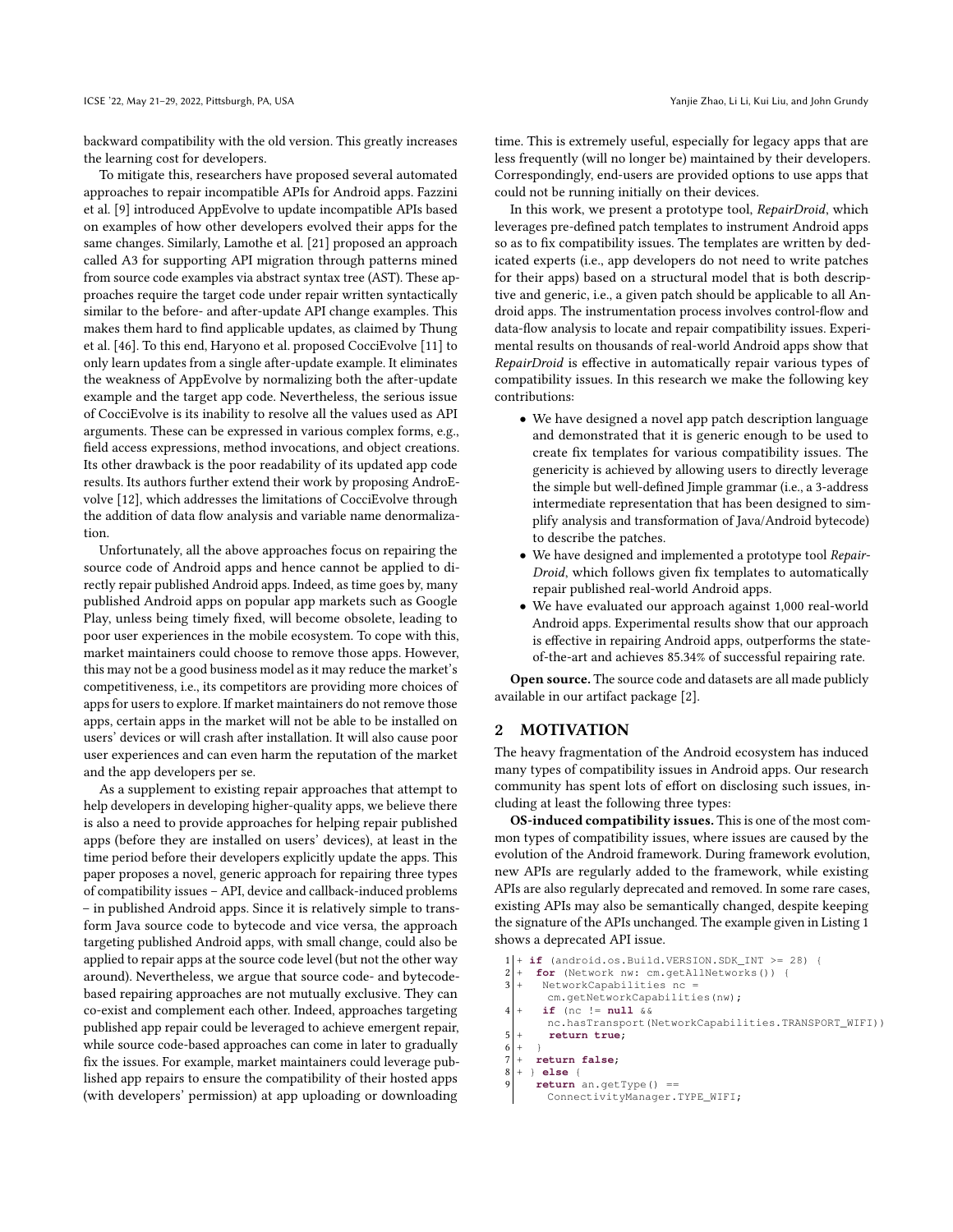backward compatibility with the old version. This greatly increases the learning cost for developers.

To mitigate this, researchers have proposed several automated approaches to repair incompatible APIs for Android apps. Fazzini et al. [9] introduced AppEvolve to update incompatible APIs based on examples of how other developers evolved their apps for the same changes. Similarly, Lamothe et al. [21] proposed an approach called A3 for supporting API migration through patterns mined from source code examples via abstract syntax tree (AST). These approaches require the target code under repair written syntactically similar to the before- and after-update API change examples. This makes them hard to find applicable updates, as claimed by Thung et al. [46]. To this end, Haryono et al. proposed CocciEvolve [11] to only learn updates from a single after-update example. It eliminates the weakness of AppEvolve by normalizing both the after-update example and the target app code. Nevertheless, the serious issue of CocciEvolve is its inability to resolve all the values used as API arguments. These can be expressed in various complex forms, e.g., field access expressions, method invocations, and object creations. Its other drawback is the poor readability of its updated app code results. Its authors further extend their work by proposing AndroEvolve [12], which addresses the limitations of CocciEvolve through the addition of data flow analysis and variable name denormalization.

Unfortunately, all the above approaches focus on repairing the source code of Android apps and hence cannot be applied to directly repair published Android apps. Indeed, as time goes by, many published Android apps on popular app markets such as Google Play, unless being timely fixed, will become obsolete, leading to poor user experiences in the mobile ecosystem. To cope with this, market maintainers could choose to remove those apps. However, this may not be a good business model as it may reduce the market's competitiveness, i.e., its competitors are providing more choices of apps for users to explore. If market maintainers do not remove those apps, certain apps in the market will not be able to be installed on users' devices or will crash after installation. It will also cause poor user experiences and can even harm the reputation of the market and the app developers per se.

As a supplement to existing repair approaches that attempt to help developers in developing higher-quality apps, we believe there is also a need to provide approaches for helping repair published apps (before they are installed on users' devices), at least in the time period before their developers explicitly update the apps. This paper proposes a novel, generic approach for repairing three types of compatibility issues – API, device and callback-induced problems – in published Android apps. Since it is relatively simple to transform Java source code to bytecode and vice versa, the approach targeting published Android apps, with small change, could also be applied to repair apps at the source code level (but not the other way around). Nevertheless, we argue that source code- and bytecode-based repairing approaches are not mutually exclusive. They can co-exist and complement each other. Indeed, approaches targeting published app repair could be leveraged to achieve emergent repair, while source code-based approaches can come in later to gradually fix the issues. For example, market maintainers could leverage published app repairs to ensure the compatibility of their hosted apps (with developers' permission) at app uploading or downloading time. This is extremely useful, especially for legacy apps that are less frequently (will no longer be) maintained by their developers. Correspondingly, end-users are provided options to use apps that could not be running initially on their devices.

In this work, we present a prototype tool, *RepairDroid*, which leverages pre-defined patch templates to instrument Android apps so as to fix compatibility issues. The templates are written by dedicated experts (i.e., app developers do not need to write patches for their apps) based on a structural model that is both descriptive and generic, i.e., a given patch should be applicable to all Android apps. The instrumentation process involves control-flow and data-flow analysis to locate and repair compatibility issues. Experimental results on thousands of real-world Android apps show that *RepairDroid* is effective in automatically repair various types of compatibility issues. In this research we make the following key contributions:

- We have designed a novel app patch description language and demonstrated that it is generic enough to be used to create fix templates for various compatibility issues. The genericity is achieved by allowing users to directly leverage the simple but well-defined Jimple grammar (i.e., a 3-address intermediate representation that has been designed to simplify analysis and transformation of Java/Android bytecode) to describe the patches.
- We have designed and implemented a prototype tool *RepairDroid*, which follows given fix templates to automatically repair published real-world Android apps.
- We have evaluated our approach against 1,000 real-world Android apps. Experimental results show that our approach is effective in repairing Android apps, outperforms the state-of-the-art and achieves 85.34% of successful repairing rate.

**Open source.** The source code and datasets are all made publicly available in our artifact package [2].

## 2 MOTIVATION

The heavy fragmentation of the Android ecosystem has induced many types of compatibility issues in Android apps. Our research community has spent lots of effort on disclosing such issues, including at least the following three types:

**OS-induced compatibility issues.** This is one of the most common types of compatibility issues, where issues are caused by the evolution of the Android framework. During framework evolution, new APIs are regularly added to the framework, while existing APIs are also regularly deprecated and removed. In some rare cases, existing APIs may also be semantically changed, despite keeping the signature of the APIs unchanged. The example given in Listing 1 shows a deprecated API issue.

```
1 + if (android.os.Build.VERSION.SDK_INT >= 28) {
2 +  for (Network nw: cm.getAllNetworks()) {
3 +   NetworkCapabilities nc =
        cm.getNetworkCapabilities(nw);
4 +   if (nc != null &&
        nc.hasTransport(NetworkCapabilities.TRANSPORT_WIFI))
5 +     return true;
6 +  }
7 +  return false;
8 + } else {
9     return an.getType() ==
        ConnectivityManager.TYPE_WIFI;
```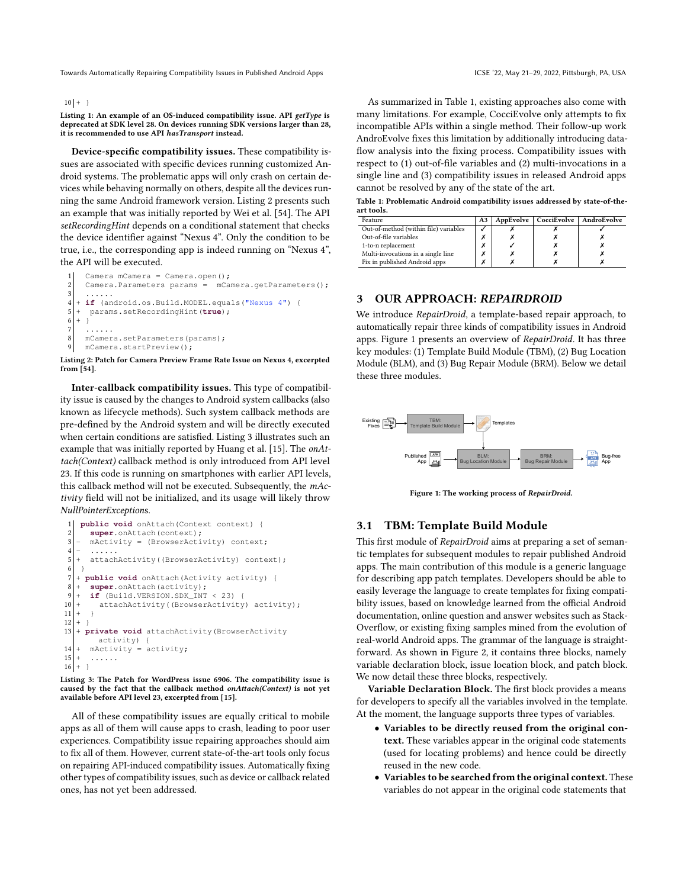```
10 + }
```

**Listing 1: An example of an OS-induced compatibility issue. API *getType* is deprecated at SDK level 28. On devices running SDK versions larger than 28, it is recommended to use API *hasTransport* instead.**

**Device-specific compatibility issues.** These compatibility issues are associated with specific devices running customized Android systems. The problematic apps will only crash on certain devices while behaving normally on others, despite all the devices running the same Android framework version. Listing 2 presents such an example that was initially reported by Wei et al. [54]. The API *setRecordingHint* depends on a conditional statement that checks the device identifier against "Nexus 4". Only the condition to be true, i.e., the corresponding app is indeed running on "Nexus 4", the API will be executed.

```
1   Camera mCamera = Camera.open();
2   Camera.Parameters params =  mCamera.getParameters();
3   ......
4 + if (android.os.Build.MODEL.equals("Nexus 4") {
5 +  params.setRecordingHint(true);
6 + }
7   ......
8   mCamera.setParameters(params);
9   mCamera.startPreview();
```

**Listing 2: Patch for Camera Preview Frame Rate Issue on Nexus 4, excerpted from [54].**

**Inter-callback compatibility issues.** This type of compatibility issue is caused by the changes to Android system callbacks (also known as lifecycle methods). Such system callback methods are pre-defined by the Android system and will be directly executed when certain conditions are satisfied. Listing 3 illustrates such an example that was initially reported by Huang et al. [15]. The *onAttach(Context)* callback method is only introduced from API level 23. If this code is running on smartphones with earlier API levels, this callback method will not be executed. Subsequently, the *mActivity* field will not be initialized, and its usage will likely throw *NullPointerExceptions*.

```
1  public void onAttach(Context context) {
2    super.onAttach(context);
3 -  mActivity = (BrowserActivity) context;
4 -  ......
5 +  attachActivity((BrowserActivity) context);
6  }
7 + public void onAttach(Activity activity) {
8 +   super.onAttach(activity);
9 +   if (Build.VERSION.SDK_INT < 23) {
10 +     attachActivity((BrowserActivity) activity);
11 +   }
12 + }
13 + private void attachActivity(BrowserActivity
       activity) {
14 +   mActivity = activity;
15 +   ......
16 + }
```

**Listing 3: The Patch for WordPress issue 6906. The compatibility issue is caused by the fact that the callback method *onAttach(Context)* is not yet available before API level 23, excerpted from [15].**

All of these compatibility issues are equally critical to mobile apps as all of them will cause apps to crash, leading to poor user experiences. Compatibility issue repairing approaches should aim to fix all of them. However, current state-of-the-art tools only focus on repairing API-induced compatibility issues. Automatically fixing other types of compatibility issues, such as device or callback related ones, has not yet been addressed.

As summarized in Table 1, existing approaches also come with many limitations. For example, CocciEvolve only attempts to fix incompatible APIs within a single method. Their follow-up work AndroEvolve fixes this limitation by additionally introducing data-flow analysis into the fixing process. Compatibility issues with respect to (1) out-of-file variables and (2) multi-invocations in a single line and (3) compatibility issues in released Android apps cannot be resolved by any of the state of the art.

**Table 1: Problematic Android compatibility issues addressed by state-of-the-art tools.**

| Feature | A3 | AppEvolve | CocciEvolve | AndroEvolve |
|---|---|---|---|---|
| Out-of-method (within file) variables | ✓ | ✗ | ✗ | ✓ |
| Out-of-file variables | ✗ | ✗ | ✗ | ✗ |
| 1-to-n replacement | ✗ | ✓ | ✗ | ✗ |
| Multi-invocations in a single line | ✗ | ✗ | ✗ | ✗ |
| Fix in published Android apps | ✗ | ✗ | ✗ | ✗ |

## 3 OUR APPROACH: *REPAIRDROID*

We introduce *RepairDroid*, a template-based repair approach, to automatically repair three kinds of compatibility issues in Android apps. Figure 1 presents an overview of *RepairDroid*. It has three key modules: (1) Template Build Module (TBM), (2) Bug Location Module (BLM), and (3) Bug Repair Module (BRM). Below we detail these three modules.

**Figure 1: The working process of *RepairDroid*.**

### 3.1 TBM: Template Build Module

This first module of *RepairDroid* aims at preparing a set of semantic templates for subsequent modules to repair published Android apps. The main contribution of this module is a generic language for describing app patch templates. Developers should be able to easily leverage the language to create templates for fixing compatibility issues, based on knowledge learned from the official Android documentation, online question and answer websites such as StackOverflow, or existing fixing samples mined from the evolution of real-world Android apps. The grammar of the language is straightforward. As shown in Figure 2, it contains three blocks, namely variable declaration block, issue location block, and patch block. We now detail these three blocks, respectively.

**Variable Declaration Block.** The first block provides a means for developers to specify all the variables involved in the template. At the moment, the language supports three types of variables.

- **Variables to be directly reused from the original context.** These variables appear in the original code statements (used for locating problems) and hence could be directly reused in the new code.
- **Variables to be searched from the original context.** These variables do not appear in the original code statements that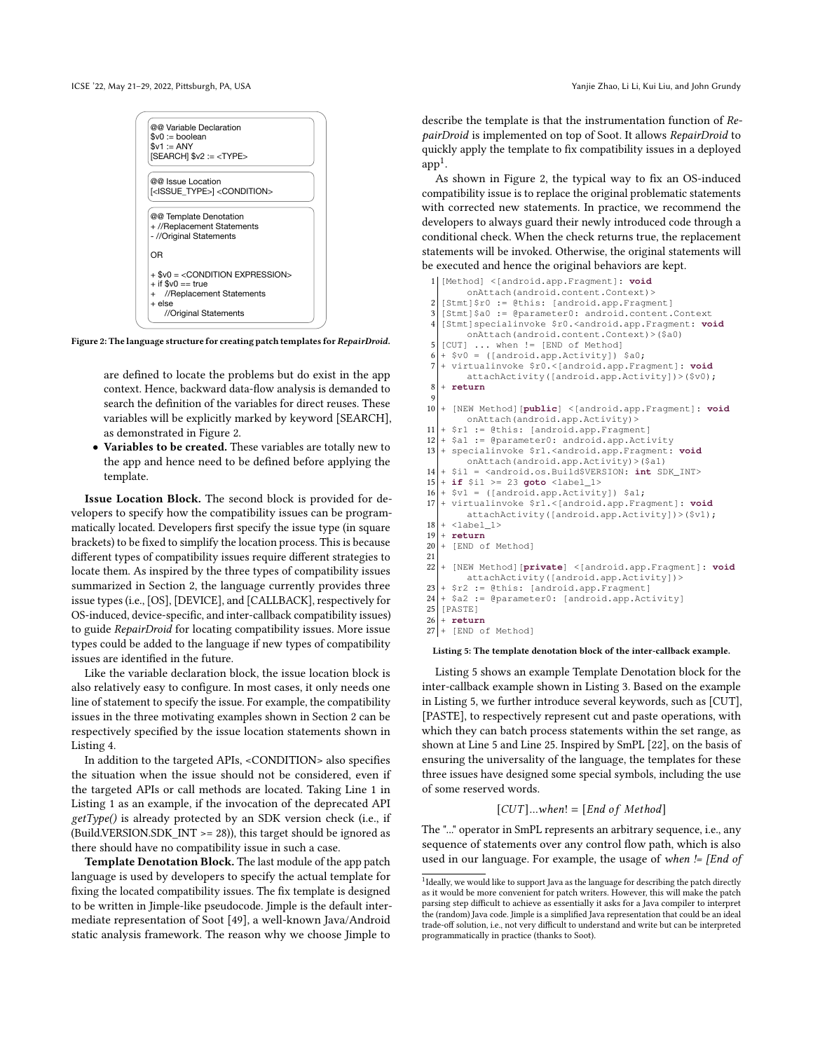```
@@ Variable Declaration
$v0 := boolean
$v1 := ANY
[SEARCH] $v2 := <TYPE>

@@ Issue Location
[<ISSUE_TYPE>] <CONDITION>

@@ Template Denotation
+ //Replacement Statements
- //Original Statements

OR

+ $v0 = <CONDITION EXPRESSION>
+ if $v0 == true
+    //Replacement Statements
+ else
     //Original Statements
```

**Figure 2: The language structure for creating patch templates for *RepairDroid*.**

are defined to locate the problems but do exist in the app context. Hence, backward data-flow analysis is demanded to search the definition of the variables for direct reuses. These variables will be explicitly marked by keyword [SEARCH], as demonstrated in Figure 2.

- **Variables to be created.** These variables are totally new to the app and hence need to be defined before applying the template.

**Issue Location Block.** The second block is provided for developers to specify how the compatibility issues can be programmatically located. Developers first specify the issue type (in square brackets) to be fixed to simplify the location process. This is because different types of compatibility issues require different strategies to locate them. As inspired by the three types of compatibility issues summarized in Section 2, the language currently provides three issue types (i.e., [OS], [DEVICE], and [CALLBACK], respectively for OS-induced, device-specific, and inter-callback compatibility issues) to guide *RepairDroid* for locating compatibility issues. More issue types could be added to the language if new types of compatibility issues are identified in the future.

Like the variable declaration block, the issue location block is also relatively easy to configure. In most cases, it only needs one line of statement to specify the issue. For example, the compatibility issues in the three motivating examples shown in Section 2 can be respectively specified by the issue location statements shown in Listing 4.

In addition to the targeted APIs, <CONDITION> also specifies the situation when the issue should not be considered, even if the targeted APIs or call methods are located. Taking Line 1 in Listing 1 as an example, if the invocation of the deprecated API *getType()* is already protected by an SDK version check (i.e., if (Build.VERSION.SDK_INT >= 28)), this target should be ignored as there should have no compatibility issue in such a case.

**Template Denotation Block.** The last module of the app patch language is used by developers to specify the actual template for fixing the located compatibility issues. The fix template is designed to be written in Jimple-like pseudocode. Jimple is the default intermediate representation of Soot [49], a well-known Java/Android static analysis framework. The reason why we choose Jimple to describe the template is that the instrumentation function of *RepairDroid* is implemented on top of Soot. It allows *RepairDroid* to quickly apply the template to fix compatibility issues in a deployed app[1].

As shown in Figure 2, the typical way to fix an OS-induced compatibility issue is to replace the original problematic statements with corrected new statements. In practice, we recommend the developers to always guard their newly introduced code through a conditional check. When the check returns true, the replacement statements will be invoked. Otherwise, the original statements will be executed and hence the original behaviors are kept.

```
1  [Method] <[android.app.Fragment]: void
       onAttach(android.content.Context)>
2  [Stmt]$r0 := @this: [android.app.Fragment]
3  [Stmt]$a0 := @parameter0: android.content.Context
4  [Stmt]specialinvoke $r0.<[android.app.Fragment: void
       onAttach(android.content.Context)>($a0)
5  [CUT] ... when != [END of Method]
6  + $v0 = ([android.app.Activity]) $a0;
7  + virtualinvoke $r0.<[android.app.Fragment]: void
       attachActivity([android.app.Activity])>($v0);
8  + return
9
10 + [NEW Method][public] <[android.app.Fragment]: void
       onAttach(android.app.Activity)>
11 + $r1 := @this: [android.app.Fragment]
12 + $a1 := @parameter0: android.app.Activity
13 + specialinvoke $r1.<android.app.Fragment: void
       onAttach(android.app.Activity)>($a1)
14 + $i1 = <android.os.Build$VERSION: int SDK_INT>
15 + if $i1 >= 23 goto <label_1>
16 + $v1 = ([android.app.Activity]) $a1;
17 + virtualinvoke $r1.<[android.app.Fragment]: void
       attachActivity([android.app.Activity])>($v1);
18 + <label_1>
19 + return
20 + [END of Method]
21
22 + [NEW Method][private] <[android.app.Fragment]: void
       attachActivity([android.app.Activity])>
23 + $r2 := @this: [android.app.Fragment]
24 + $a2 := @parameter0: [android.app.Activity]
25 [PASTE]
26 + return
27 + [END of Method]
```

**Listing 5: The template denotation block of the inter-callback example.**

Listing 5 shows an example Template Denotation block for the inter-callback example shown in Listing 3. Based on the example in Listing 5, we further introduce several keywords, such as [CUT], [PASTE], to respectively represent cut and paste operations, with which they can batch process statements within the set range, as shown at Line 5 and Line 25. Inspired by SmPL [22], on the basis of ensuring the universality of the language, the templates for these three issues have designed some special symbols, including the use of some reserved words.

$$[CUT]...when! = [End\ of\ Method]$$

The "..." operator in SmPL represents an arbitrary sequence, i.e., any sequence of statements over any control flow path, which is also used in our language. For example, the usage of *when != [End of*

[1] Ideally, we would like to support Java as the language for describing the patch directly as it would be more convenient for patch writers. However, this will make the patch parsing step difficult to achieve as essentially it asks for a Java compiler to interpret the (random) Java code. Jimple is a simplified Java representation that could be an ideal trade-off solution, i.e., not very difficult to understand and write but can be interpreted programmatically in practice (thanks to Soot).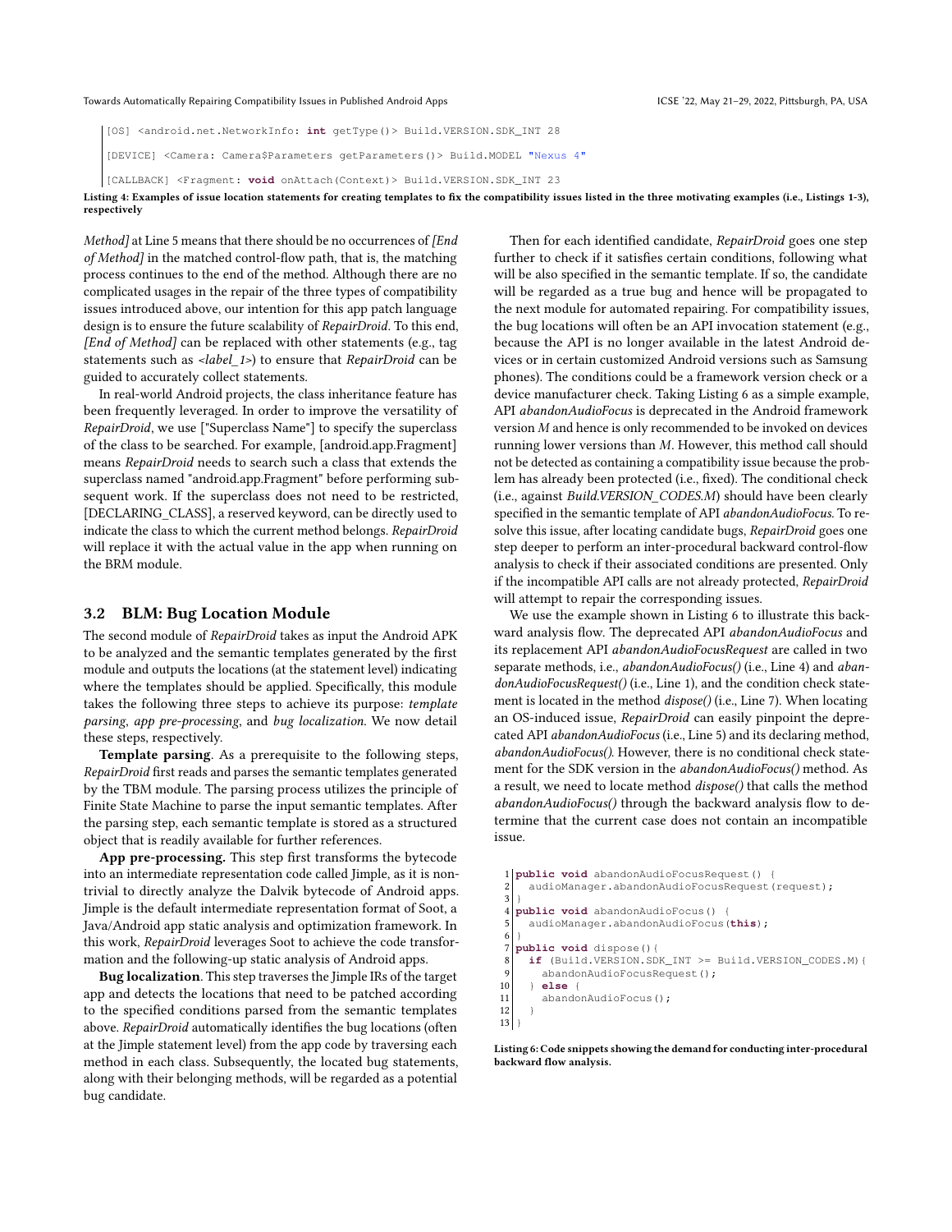```
[OS] <android.net.NetworkInfo: int getType()> Build.VERSION.SDK_INT 28

[DEVICE] <Camera: Camera$Parameters getParameters()> Build.MODEL "Nexus 4"

[CALLBACK] <Fragment: void onAttach(Context)> Build.VERSION.SDK_INT 23
```

**Listing 4: Examples of issue location statements for creating templates to fix the compatibility issues listed in the three motivating examples (i.e., Listings 1-3), respectively**

*Method]* at Line 5 means that there should be no occurrences of *[End of Method]* in the matched control-flow path, that is, the matching process continues to the end of the method. Although there are no complicated usages in the repair of the three types of compatibility issues introduced above, our intention for this app patch language design is to ensure the future scalability of *RepairDroid*. To this end, *[End of Method]* can be replaced with other statements (e.g., tag statements such as *<label_1>*) to ensure that *RepairDroid* can be guided to accurately collect statements.

In real-world Android projects, the class inheritance feature has been frequently leveraged. In order to improve the versatility of *RepairDroid*, we use ["Superclass Name"] to specify the superclass of the class to be searched. For example, [android.app.Fragment] means *RepairDroid* needs to search such a class that extends the superclass named "android.app.Fragment" before performing subsequent work. If the superclass does not need to be restricted, [DECLARING_CLASS], a reserved keyword, can be directly used to indicate the class to which the current method belongs. *RepairDroid* will replace it with the actual value in the app when running on the BRM module.

### 3.2 BLM: Bug Location Module

The second module of *RepairDroid* takes as input the Android APK to be analyzed and the semantic templates generated by the first module and outputs the locations (at the statement level) indicating where the templates should be applied. Specifically, this module takes the following three steps to achieve its purpose: *template parsing*, *app pre-processing*, and *bug localization*. We now detail these steps, respectively.

**Template parsing**. As a prerequisite to the following steps, *RepairDroid* first reads and parses the semantic templates generated by the TBM module. The parsing process utilizes the principle of Finite State Machine to parse the input semantic templates. After the parsing step, each semantic template is stored as a structured object that is readily available for further references.

**App pre-processing.** This step first transforms the bytecode into an intermediate representation code called Jimple, as it is non-trivial to directly analyze the Dalvik bytecode of Android apps. Jimple is the default intermediate representation format of Soot, a Java/Android app static analysis and optimization framework. In this work, *RepairDroid* leverages Soot to achieve the code transformation and the following-up static analysis of Android apps.

**Bug localization**. This step traverses the Jimple IRs of the target app and detects the locations that need to be patched according to the specified conditions parsed from the semantic templates above. *RepairDroid* automatically identifies the bug locations (often at the Jimple statement level) from the app code by traversing each method in each class. Subsequently, the located bug statements, along with their belonging methods, will be regarded as a potential bug candidate.

Then for each identified candidate, *RepairDroid* goes one step further to check if it satisfies certain conditions, following what will be also specified in the semantic template. If so, the candidate will be regarded as a true bug and hence will be propagated to the next module for automated repairing. For compatibility issues, the bug locations will often be an API invocation statement (e.g., because the API is no longer available in the latest Android devices or in certain customized Android versions such as Samsung phones). The conditions could be a framework version check or a device manufacturer check. Taking Listing 6 as a simple example, API *abandonAudioFocus* is deprecated in the Android framework version *M* and hence is only recommended to be invoked on devices running lower versions than *M*. However, this method call should not be detected as containing a compatibility issue because the problem has already been protected (i.e., fixed). The conditional check (i.e., against *Build.VERSION_CODES.M*) should have been clearly specified in the semantic template of API *abandonAudioFocus*. To resolve this issue, after locating candidate bugs, *RepairDroid* goes one step deeper to perform an inter-procedural backward control-flow analysis to check if their associated conditions are presented. Only if the incompatible API calls are not already protected, *RepairDroid* will attempt to repair the corresponding issues.

We use the example shown in Listing 6 to illustrate this backward analysis flow. The deprecated API *abandonAudioFocus* and its replacement API *abandonAudioFocusRequest* are called in two separate methods, i.e., *abandonAudioFocus()* (i.e., Line 4) and *abandonAudioFocusRequest()* (i.e., Line 1), and the condition check statement is located in the method *dispose()* (i.e., Line 7). When locating an OS-induced issue, *RepairDroid* can easily pinpoint the deprecated API *abandonAudioFocus* (i.e., Line 5) and its declaring method, *abandonAudioFocus()*. However, there is no conditional check statement for the SDK version in the *abandonAudioFocus()* method. As a result, we need to locate method *dispose()* that calls the method *abandonAudioFocus()* through the backward analysis flow to determine that the current case does not contain an incompatible issue.

```java
1  public void abandonAudioFocusRequest() {
2    audioManager.abandonAudioFocusRequest(request);
3  }
4  public void abandonAudioFocus() {
5    audioManager.abandonAudioFocus(this);
6  }
7  public void dispose(){
8    if (Build.VERSION.SDK_INT >= Build.VERSION_CODES.M){
9      abandonAudioFocusRequest();
10   } else {
11     abandonAudioFocus();
12   }
13 }
```

**Listing 6: Code snippets showing the demand for conducting inter-procedural backward flow analysis.**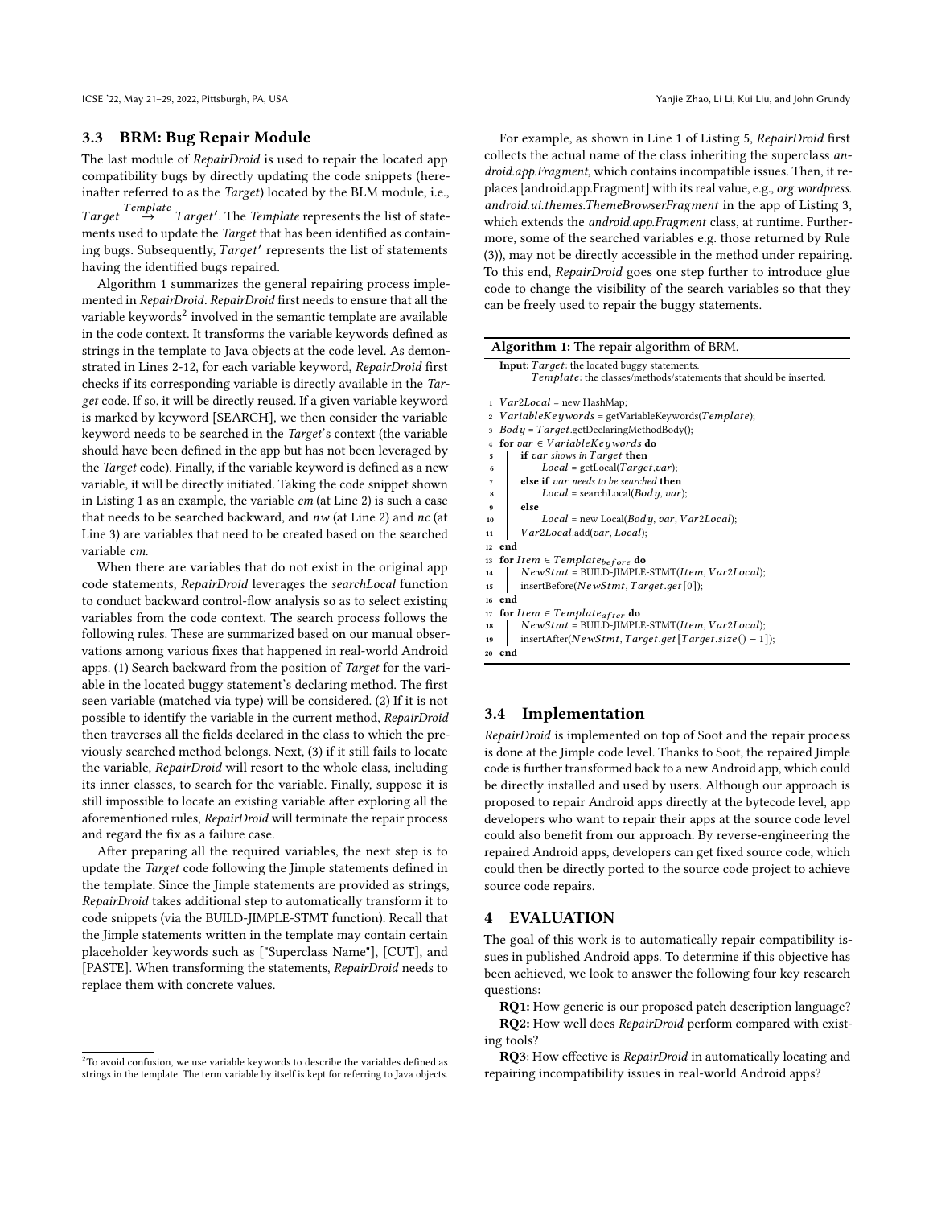### 3.3 BRM: Bug Repair Module

The last module of *RepairDroid* is used to repair the located app compatibility bugs by directly updating the code snippets (hereinafter referred to as the *Target*) located by the BLM module, i.e., $Target \xrightarrow{Template} Target'$. The *Template* represents the list of statements used to update the *Target* that has been identified as containing bugs. Subsequently, $Target'$ represents the list of statements having the identified bugs repaired.

Algorithm 1 summarizes the general repairing process implemented in *RepairDroid*. *RepairDroid* first needs to ensure that all the variable keywords[2] involved in the semantic template are available in the code context. It transforms the variable keywords defined as strings in the template to Java objects at the code level. As demonstrated in Lines 2-12, for each variable keyword, *RepairDroid* first checks if its corresponding variable is directly available in the *Target* code. If so, it will be directly reused. If a given variable keyword is marked by keyword [SEARCH], we then consider the variable keyword needs to be searched in the *Target*'s context (the variable should have been defined in the app but has not been leveraged by the *Target* code). Finally, if the variable keyword is defined as a new variable, it will be directly initiated. Taking the code snippet shown in Listing 1 as an example, the variable *cm* (at Line 2) is such a case that needs to be searched backward, and *nw* (at Line 2) and *nc* (at Line 3) are variables that need to be created based on the searched variable *cm*.

When there are variables that do not exist in the original app code statements, *RepairDroid* leverages the *searchLocal* function to conduct backward control-flow analysis so as to select existing variables from the code context. The search process follows the following rules. These are summarized based on our manual observations among various fixes that happened in real-world Android apps. (1) Search backward from the position of *Target* for the variable in the located buggy statement's declaring method. The first seen variable (matched via type) will be considered. (2) If it is not possible to identify the variable in the current method, *RepairDroid* then traverses all the fields declared in the class to which the previously searched method belongs. Next, (3) if it still fails to locate the variable, *RepairDroid* will resort to the whole class, including its inner classes, to search for the variable. Finally, suppose it is still impossible to locate an existing variable after exploring all the aforementioned rules, *RepairDroid* will terminate the repair process and regard the fix as a failure case.

After preparing all the required variables, the next step is to update the *Target* code following the Jimple statements defined in the template. Since the Jimple statements are provided as strings, *RepairDroid* takes additional step to automatically transform it to code snippets (via the BUILD-JIMPLE-STMT function). Recall that the Jimple statements written in the template may contain certain placeholder keywords such as ["Superclass Name"], [CUT], and [PASTE]. When transforming the statements, *RepairDroid* needs to replace them with concrete values.

[2] To avoid confusion, we use variable keywords to describe the variables defined as strings in the template. The term variable by itself is kept for referring to Java objects.

For example, as shown in Line 1 of Listing 5, *RepairDroid* first collects the actual name of the class inheriting the superclass *android.app.Fragment*, which contains incompatible issues. Then, it replaces [android.app.Fragment] with its real value, e.g., *org.wordpress.android.ui.themes.ThemeBrowserFragment* in the app of Listing 3, which extends the *android.app.Fragment* class, at runtime. Furthermore, some of the searched variables e.g. those returned by Rule (3)), may not be directly accessible in the method under repairing. To this end, *RepairDroid* goes one step further to introduce glue code to change the visibility of the search variables so that they can be freely used to repair the buggy statements.

**Algorithm 1:** The repair algorithm of BRM.

**Input:** $Target$: the located buggy statements.
$Template$: the classes/methods/statements that should be inserted.

```
1  Var2Local = new HashMap;
2  VariableKeywords = getVariableKeywords(Template);
3  Body = Target.getDeclaringMethodBody();
4  for var ∈ VariableKeywords do
5      if var shows in Target then
6          Local = getLocal(Target,var);
7      else if var needs to be searched then
8          Local = searchLocal(Body, var);
9      else
10         Local = new Local(Body, var, Var2Local);
11     Var2Local.add(var, Local);
12 end
13 for Item ∈ Template_before do
14     NewStmt = BUILD-JIMPLE-STMT(Item, Var2Local);
15     insertBefore(NewStmt, Target.get[0]);
16 end
17 for Item ∈ Template_after do
18     NewStmt = BUILD-JIMPLE-STMT(Item, Var2Local);
19     insertAfter(NewStmt, Target.get[Target.size() − 1]);
20 end
```

### 3.4 Implementation

*RepairDroid* is implemented on top of Soot and the repair process is done at the Jimple code level. Thanks to Soot, the repaired Jimple code is further transformed back to a new Android app, which could be directly installed and used by users. Although our approach is proposed to repair Android apps directly at the bytecode level, app developers who want to repair their apps at the source code level could also benefit from our approach. By reverse-engineering the repaired Android apps, developers can get fixed source code, which could then be directly ported to the source code project to achieve source code repairs.

## 4 EVALUATION

The goal of this work is to automatically repair compatibility issues in published Android apps. To determine if this objective has been achieved, we look to answer the following four key research questions:

**RQ1:** How generic is our proposed patch description language?

**RQ2:** How well does *RepairDroid* perform compared with existing tools?

**RQ3**: How effective is *RepairDroid* in automatically locating and repairing incompatibility issues in real-world Android apps?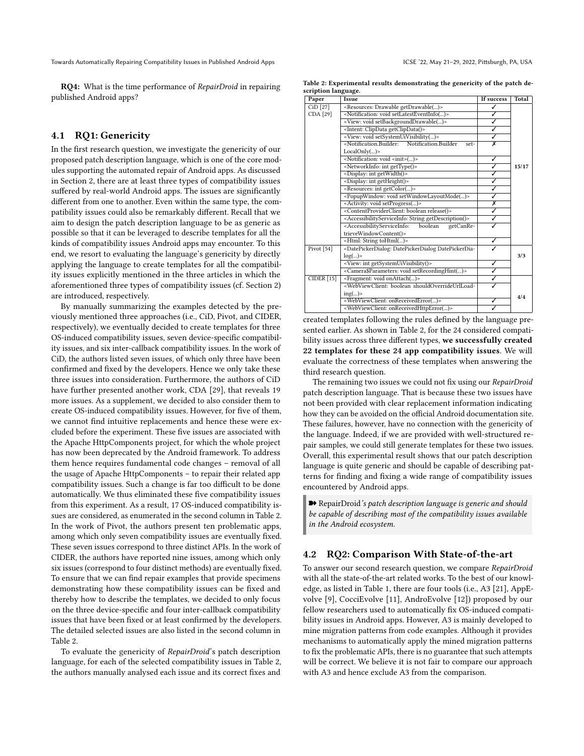**RQ4:** What is the time performance of *RepairDroid* in repairing published Android apps?

## 4.1 RQ1: Genericity

In the first research question, we investigate the genericity of our proposed patch description language, which is one of the core modules supporting the automated repair of Android apps. As discussed in Section 2, there are at least three types of compatibility issues suffered by real-world Android apps. The issues are significantly different from one to another. Even within the same type, the compatibility issues could also be remarkably different. Recall that we aim to design the patch description language to be as generic as possible so that it can be leveraged to describe templates for all the kinds of compatibility issues Android apps may encounter. To this end, we resort to evaluating the language's genericity by directly applying the language to create templates for all the compatibility issues explicitly mentioned in the three articles in which the aforementioned three types of compatibility issues (cf. Section 2) are introduced, respectively.

By manually summarizing the examples detected by the previously mentioned three approaches (i.e., CiD, Pivot, and CIDER, respectively), we eventually decided to create templates for three OS-induced compatibility issues, seven device-specific compatibility issues, and six inter-callback compatibility issues. In the work of CiD, the authors listed seven issues, of which only three have been confirmed and fixed by the developers. Hence we only take these three issues into consideration. Furthermore, the authors of CiD have further presented another work, CDA [29], that reveals 19 more issues. As a supplement, we decided to also consider them to create OS-induced compatibility issues. However, for five of them, we cannot find intuitive replacements and hence these were excluded before the experiment. These five issues are associated with the Apache HttpComponents project, for which the whole project has now been deprecated by the Android framework. To address them hence requires fundamental code changes – removal of all the usage of Apache HttpComponents – to repair their related app compatibility issues. Such a change is far too difficult to be done automatically. We thus eliminated these five compatibility issues from this experiment. As a result, 17 OS-induced compatibility issues are considered, as enumerated in the second column in Table 2. In the work of Pivot, the authors present ten problematic apps, among which only seven compatibility issues are eventually fixed. These seven issues correspond to three distinct APIs. In the work of CIDER, the authors have reported nine issues, among which only six issues (correspond to four distinct methods) are eventually fixed. To ensure that we can find repair examples that provide specimens demonstrating how these compatibility issues can be fixed and thereby how to describe the templates, we decided to only focus on the three device-specific and four inter-callback compatibility issues that have been fixed or at least confirmed by the developers. The detailed selected issues are also listed in the second column in Table 2.

To evaluate the genericity of *RepairDroid*'s patch description language, for each of the selected compatibility issues in Table 2, the authors manually analysed each issue and its correct fixes and created templates following the rules defined by the language presented earlier. As shown in Table 2, for the 24 considered compatibility issues across three different types, **we successfully created 22 templates for these 24 app compatibility issues**. We will evaluate the correctness of these templates when answering the third research question.

**Table 2: Experimental results demonstrating the genericity of the patch description language.**

| Paper | Issue | If success | Total |
|---|---|---|---|
| CiD [27] | <Resources: Drawable getDrawable(...)> | ✓ | |
| CDA [29] | <Notification: void setLatestEventInfo(...)> | ✓ | |
| | <View: void setBackgroundDrawable(...)> | ✓ | |
| | <Intent: ClipData getClipData()> | ✓ | |
| | <View: void setSystemUiVisibility(...)> | ✓ | |
| | <Notification.Builder: Notification.Builder setLocalOnly(...)> | ✗ | |
| | <Notification: void <init>(...)> | ✓ | |
| | <NetworkInfo: int getType()> | ✓ | 15/17 |
| | <Display: int getWidth()> | ✓ | |
| | <Display: int getHeight()> | ✓ | |
| | <Resources: int getColor(...)> | ✓ | |
| | <PopupWindow: void setWindowLayoutMode(...)> | ✓ | |
| | <Activity: void setProgress(...)> | ✗ | |
| | <ContentProviderClient: boolean release()> | ✓ | |
| | <AccessibilityServiceInfo: String getDescription()> | ✓ | |
| | <AccessibilityServiceInfo: boolean getCanRetrieveWindowContent()> | ✓ | |
| | <Html: String toHtml(...)> | ✓ | |
| Pivot [54] | <DatePickerDialog: DatePickerDialog DatePickerDialog(...)> | ✓ | |
| | <View: int getSystemUiVisibility()> | ✓ | 3/3 |
| | <Camera$Parameters: void setRecordingHint(...)> | ✓ | |
| CIDER [15] | <Fragment: void onAttach(...)> | ✓ | |
| | <WebViewClient: boolean shouldOverrideUrlLoading(...)> | ✓ | 4/4 |
| | <WebViewClient: onReceivedError(...)> | ✓ | |
| | <WebViewClient: onReceivedHttpError(...)> | ✓ | |

The remaining two issues we could not fix using our *RepairDroid* patch description language. That is because these two issues have not been provided with clear replacement information indicating how they can be avoided on the official Android documentation site. These failures, however, have no connection with the genericity of the language. Indeed, if we are provided with well-structured repair samples, we could still generate templates for these two issues. Overall, this experimental result shows that our patch description language is quite generic and should be capable of describing patterns for finding and fixing a wide range of compatibility issues encountered by Android apps.

> ➽ RepairDroid*'s patch description language is generic and should be capable of describing most of the compatibility issues available in the Android ecosystem.*

## 4.2 RQ2: Comparison With State-of-the-art

To answer our second research question, we compare *RepairDroid* with all the state-of-the-art related works. To the best of our knowledge, as listed in Table 1, there are four tools (i.e., A3 [21], AppEvolve [9], CocciEvolve [11], AndroEvolve [12]) proposed by our fellow researchers used to automatically fix OS-induced compatibility issues in Android apps. However, A3 is mainly developed to mine migration patterns from code examples. Although it provides mechanisms to automatically apply the mined migration patterns to fix the problematic APIs, there is no guarantee that such attempts will be correct. We believe it is not fair to compare our approach with A3 and hence exclude A3 from the comparison.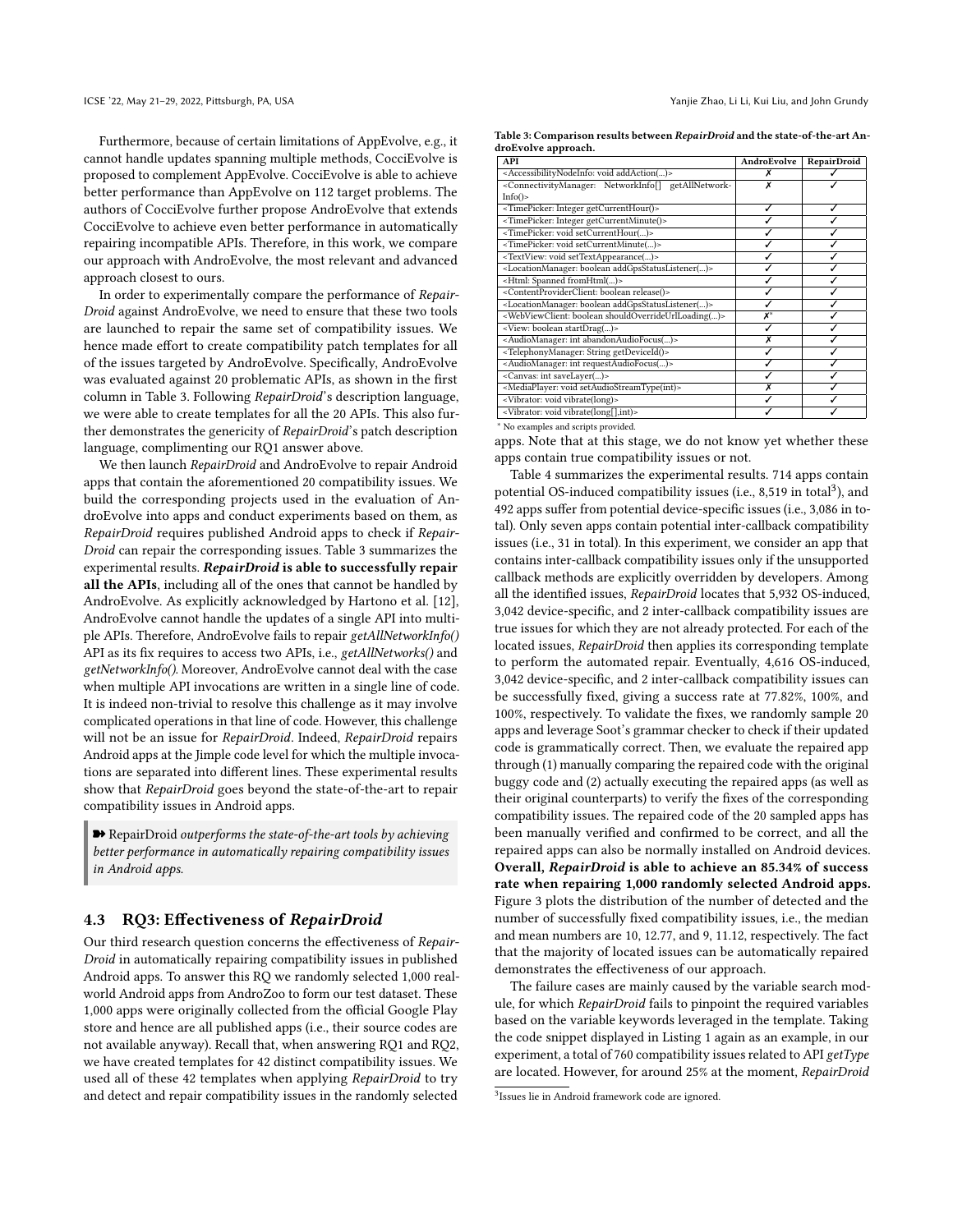Furthermore, because of certain limitations of AppEvolve, e.g., it cannot handle updates spanning multiple methods, CocciEvolve is proposed to complement AppEvolve. CocciEvolve is able to achieve better performance than AppEvolve on 112 target problems. The authors of CocciEvolve further propose AndroEvolve that extends CocciEvolve to achieve even better performance in automatically repairing incompatible APIs. Therefore, in this work, we compare our approach with AndroEvolve, the most relevant and advanced approach closest to ours.

In order to experimentally compare the performance of *RepairDroid* against AndroEvolve, we need to ensure that these two tools are launched to repair the same set of compatibility issues. We hence made effort to create compatibility patch templates for all of the issues targeted by AndroEvolve. Specifically, AndroEvolve was evaluated against 20 problematic APIs, as shown in the first column in Table 3. Following *RepairDroid*'s description language, we were able to create templates for all the 20 APIs. This also further demonstrates the genericity of *RepairDroid*'s patch description language, complimenting our RQ1 answer above.

We then launch *RepairDroid* and AndroEvolve to repair Android apps that contain the aforementioned 20 compatibility issues. We build the corresponding projects used in the evaluation of AndroEvolve into apps and conduct experiments based on them, as *RepairDroid* requires published Android apps to check if *RepairDroid* can repair the corresponding issues. Table 3 summarizes the experimental results. ***RepairDroid* is able to successfully repair all the APIs**, including all of the ones that cannot be handled by AndroEvolve. As explicitly acknowledged by Hartono et al. [12], AndroEvolve cannot handle the updates of a single API into multiple APIs. Therefore, AndroEvolve fails to repair *getAllNetworkInfo()* API as its fix requires to access two APIs, i.e., *getAllNetworks()* and *getNetworkInfo()*. Moreover, AndroEvolve cannot deal with the case when multiple API invocations are written in a single line of code. It is indeed non-trivial to resolve this challenge as it may involve complicated operations in that line of code. However, this challenge will not be an issue for *RepairDroid*. Indeed, *RepairDroid* repairs Android apps at the Jimple code level for which the multiple invocations are separated into different lines. These experimental results show that *RepairDroid* goes beyond the state-of-the-art to repair compatibility issues in Android apps.

> ➠ RepairDroid *outperforms the state-of-the-art tools by achieving better performance in automatically repairing compatibility issues in Android apps.*

**Table 3: Comparison results between *RepairDroid* and the state-of-the-art AndroEvolve approach.**

| API | AndroEvolve | RepairDroid |
|---|---|---|
| <AccessibilityNodeInfo: void addAction(...)> | ✗ | ✓ |
| <ConnectivityManager: NetworkInfo[] getAllNetworkInfo()> | ✗ | ✓ |
| <TimePicker: Integer getCurrentHour()> | ✓ | ✓ |
| <TimePicker: Integer getCurrentMinute()> | ✓ | ✓ |
| <TimePicker: void setCurrentHour(...)> | ✓ | ✓ |
| <TimePicker: void setCurrentMinute(...)> | ✓ | ✓ |
| <TextView: void setTextAppearance(...)> | ✓ | ✓ |
| <LocationManager: boolean addGpsStatusListener(...)> | ✓ | ✓ |
| <Html: Spanned fromHtml(...)> | ✓ | ✓ |
| <ContentProviderClient: boolean release()> | ✓ | ✓ |
| <LocationManager: boolean addGpsStatusListener(...)> | ✓ | ✓ |
| <WebViewClient: boolean shouldOverrideUrlLoading(...)> | ✗* | ✓ |
| <View: boolean startDrag(...)> | ✓ | ✓ |
| <AudioManager: int abandonAudioFocus(...)> | ✗ | ✓ |
| <TelephonyManager: String getDeviceId()> | ✓ | ✓ |
| <AudioManager: int requestAudioFocus(...)> | ✓ | ✓ |
| <Canvas: int saveLayer(...)> | ✓ | ✓ |
| <MediaPlayer: void setAudioStreamType(int)> | ✗ | ✓ |
| <Vibrator: void vibrate(long)> | ✓ | ✓ |
| <Vibrator: void vibrate(long[],int)> | ✓ | ✓ |

\* No examples and scripts provided.

## 4.3 RQ3: Effectiveness of *RepairDroid*

Our third research question concerns the effectiveness of *RepairDroid* in automatically repairing compatibility issues in published Android apps. To answer this RQ we randomly selected 1,000 real-world Android apps from AndroZoo to form our test dataset. These 1,000 apps were originally collected from the official Google Play store and hence are all published apps (i.e., their source codes are not available anyway). Recall that, when answering RQ1 and RQ2, we have created templates for 42 distinct compatibility issues. We used all of these 42 templates when applying *RepairDroid* to try and detect and repair compatibility issues in the randomly selected apps. Note that at this stage, we do not know yet whether these apps contain true compatibility issues or not.

Table 4 summarizes the experimental results. 714 apps contain potential OS-induced compatibility issues (i.e., 8,519 in total[3]), and 492 apps suffer from potential device-specific issues (i.e., 3,086 in total). Only seven apps contain potential inter-callback compatibility issues (i.e., 31 in total). In this experiment, we consider an app that contains inter-callback compatibility issues only if the unsupported callback methods are explicitly overridden by developers. Among all the identified issues, *RepairDroid* locates that 5,932 OS-induced, 3,042 device-specific, and 2 inter-callback compatibility issues are true issues for which they are not already protected. For each of the located issues, *RepairDroid* then applies its corresponding template to perform the automated repair. Eventually, 4,616 OS-induced, 3,042 device-specific, and 2 inter-callback compatibility issues can be successfully fixed, giving a success rate at 77.82%, 100%, and 100%, respectively. To validate the fixes, we randomly sample 20 apps and leverage Soot's grammar checker to check if their updated code is grammatically correct. Then, we evaluate the repaired app through (1) manually comparing the repaired code with the original buggy code and (2) actually executing the repaired apps (as well as their original counterparts) to verify the fixes of the corresponding compatibility issues. The repaired code of the 20 sampled apps has been manually verified and confirmed to be correct, and all the repaired apps can also be normally installed on Android devices. **Overall, *RepairDroid* is able to achieve an 85.34% of success rate when repairing 1,000 randomly selected Android apps.** Figure 3 plots the distribution of the number of detected and the number of successfully fixed compatibility issues, i.e., the median and mean numbers are 10, 12.77, and 9, 11.12, respectively. The fact that the majority of located issues can be automatically repaired demonstrates the effectiveness of our approach.

The failure cases are mainly caused by the variable search module, for which *RepairDroid* fails to pinpoint the required variables based on the variable keywords leveraged in the template. Taking the code snippet displayed in Listing 1 again as an example, in our experiment, a total of 760 compatibility issues related to API *getType* are located. However, for around 25% at the moment, *RepairDroid*

[3] Issues lie in Android framework code are ignored.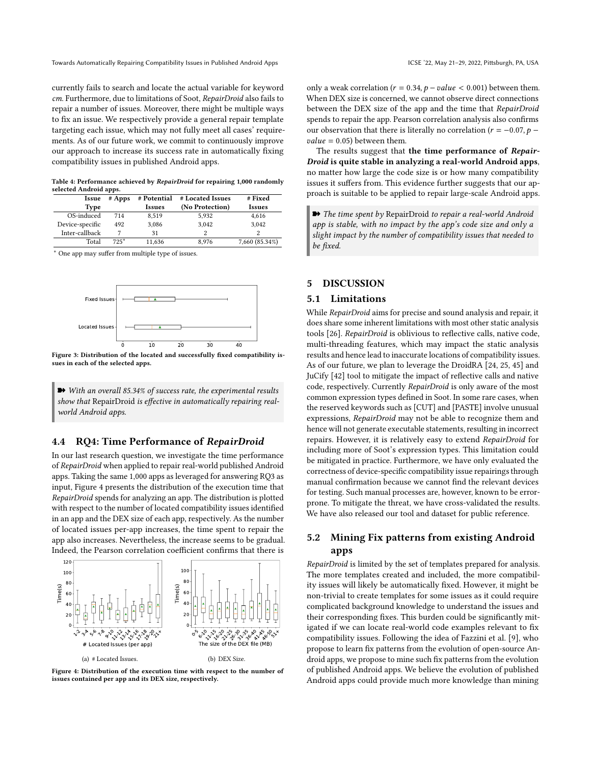currently fails to search and locate the actual variable for keyword *cm*. Furthermore, due to limitations of Soot, *RepairDroid* also fails to repair a number of issues. Moreover, there might be multiple ways to fix an issue. We respectively provide a general repair template targeting each issue, which may not fully meet all cases' requirements. As of our future work, we commit to continuously improve our approach to increase its success rate in automatically fixing compatibility issues in published Android apps.

**Table 4: Performance achieved by *RepairDroid* for repairing 1,000 randomly selected Android apps.**

| Issue Type | # Apps | # Potential Issues | # Located Issues (No Protection) | # Fixed Issues |
|---|---|---|---|---|
| OS-induced | 714 | 8,519 | 5,932 | 4,616 |
| Device-specific | 492 | 3,086 | 3,042 | 3,042 |
| Inter-callback | 7 | 31 | 2 | 2 |
| Total | 725* | 11,636 | 8,976 | 7,660 (85.34%) |

* One app may suffer from multiple type of issues.

Figure 3: Distribution of the located and successfully fixed compatibility issues in each of the selected apps.

➽ *With an overall 85.34% of success rate, the experimental results show that* RepairDroid *is effective in automatically repairing real-world Android apps.*

### 4.4 RQ4: Time Performance of *RepairDroid*

In our last research question, we investigate the time performance of *RepairDroid* when applied to repair real-world published Android apps. Taking the same 1,000 apps as leveraged for answering RQ3 as input, Figure 4 presents the distribution of the execution time that *RepairDroid* spends for analyzing an app. The distribution is plotted with respect to the number of located compatibility issues identified in an app and the DEX size of each app, respectively. As the number of located issues per-app increases, the time spent to repair the app also increases. Nevertheless, the increase seems to be gradual. Indeed, the Pearson correlation coefficient confirms that there is only a weak correlation ($r = 0.34, p - value < 0.001$) between them. When DEX size is concerned, we cannot observe direct connections between the DEX size of the app and the time that *RepairDroid* spends to repair the app. Pearson correlation analysis also confirms our observation that there is literally no correlation ($r = -0.07, p - value = 0.05$) between them.

(a) # Located Issues.

(b) DEX Size.

Figure 4: Distribution of the execution time with respect to the number of issues contained per app and its DEX size, respectively.

The results suggest that **the time performance of *RepairDroid* is quite stable in analyzing a real-world Android apps**, no matter how large the code size is or how many compatibility issues it suffers from. This evidence further suggests that our approach is suitable to be applied to repair large-scale Android apps.

➽ *The time spent by* RepairDroid *to repair a real-world Android app is stable, with no impact by the app's code size and only a slight impact by the number of compatibility issues that needed to be fixed.*

## 5 DISCUSSION

### 5.1 Limitations

While *RepairDroid* aims for precise and sound analysis and repair, it does share some inherent limitations with most other static analysis tools [26]. *RepairDroid* is oblivious to reflective calls, native code, multi-threading features, which may impact the static analysis results and hence lead to inaccurate locations of compatibility issues. As of our future, we plan to leverage the DroidRA [24, 25, 45] and JuCify [42] tool to mitigate the impact of reflective calls and native code, respectively. Currently *RepairDroid* is only aware of the most common expression types defined in Soot. In some rare cases, when the reserved keywords such as [CUT] and [PASTE] involve unusual expressions, *RepairDroid* may not be able to recognize them and hence will not generate executable statements, resulting in incorrect repairs. However, it is relatively easy to extend *RepairDroid* for including more of Soot's expression types. This limitation could be mitigated in practice. Furthermore, we have only evaluated the correctness of device-specific compatibility issue repairings through manual confirmation because we cannot find the relevant devices for testing. Such manual processes are, however, known to be error-prone. To mitigate the threat, we have cross-validated the results. We have also released our tool and dataset for public reference.

### 5.2 Mining Fix patterns from existing Android apps

*RepairDroid* is limited by the set of templates prepared for analysis. The more templates created and included, the more compatibility issues will likely be automatically fixed. However, it might be non-trivial to create templates for some issues as it could require complicated background knowledge to understand the issues and their corresponding fixes. This burden could be significantly mitigated if we can locate real-world code examples relevant to fix compatibility issues. Following the idea of Fazzini et al. [9], who propose to learn fix patterns from the evolution of open-source Android apps, we propose to mine such fix patterns from the evolution of published Android apps. We believe the evolution of published Android apps could provide much more knowledge than mining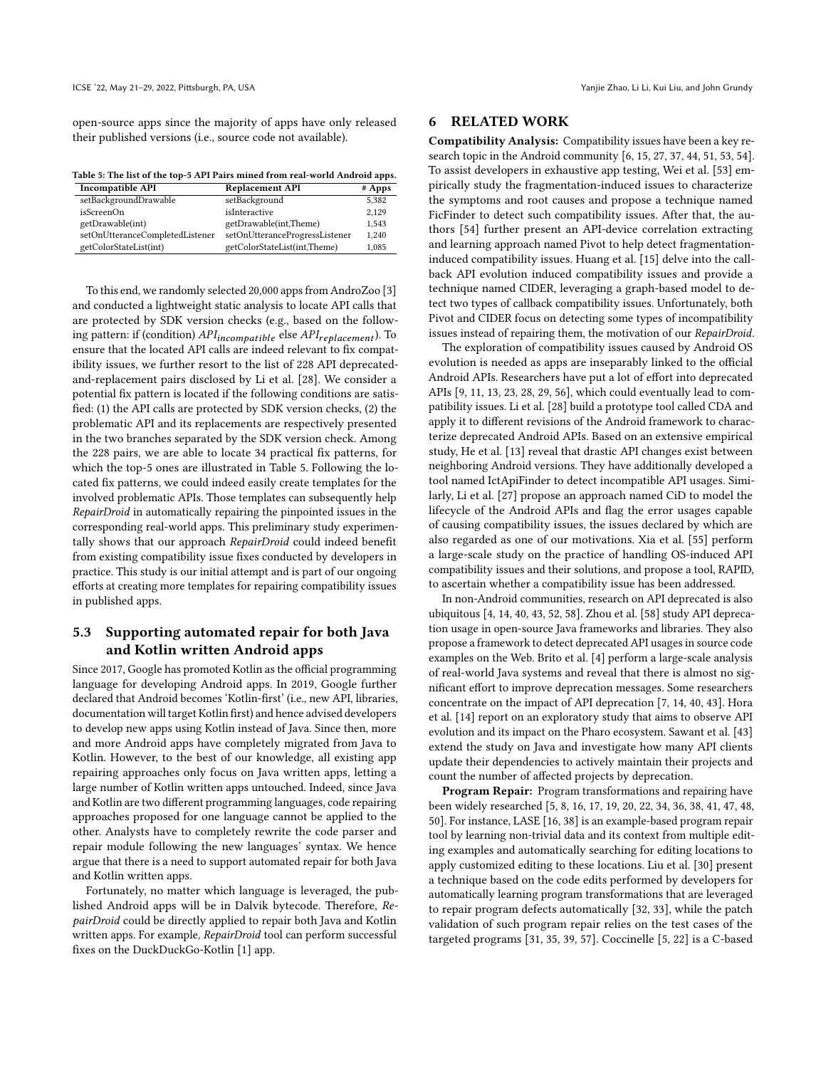open-source apps since the majority of apps have only released their published versions (i.e., source code not available).

Table 5: The list of the top-5 API Pairs mined from real-world Android apps.

| Incompatible API | Replacement API | # Apps |
| --- | --- | --- |
| setBackgroundDrawable | setBackground | 5,382 |
| isScreenOn | isInteractive | 2,129 |
| getDrawable(int) | getDrawable(int,Theme) | 1,543 |
| setOnUtteranceCompletedListener | setOnUtteranceProgressListener | 1,240 |
| getColorStateList(int) | getColorStateList(int,Theme) | 1,085 |

To this end, we randomly selected 20,000 apps from AndroZoo [3] and conducted a lightweight static analysis to locate API calls that are protected by SDK version checks (e.g., based on the following pattern: if (condition) $API_{incompatible}$ else $API_{replacement}$). To ensure that the located API calls are indeed relevant to fix compatibility issues, we further resort to the list of 228 API deprecated-and-replacement pairs disclosed by Li et al. [28]. We consider a potential fix pattern is located if the following conditions are satisfied: (1) the API calls are protected by SDK version checks, (2) the problematic API and its replacements are respectively presented in the two branches separated by the SDK version check. Among the 228 pairs, we are able to locate 34 practical fix patterns, for which the top-5 ones are illustrated in Table 5. Following the located fix patterns, we could indeed easily create templates for the involved problematic APIs. Those templates can subsequently help *RepairDroid* in automatically repairing the pinpointed issues in the corresponding real-world apps. This preliminary study experimentally shows that our approach *RepairDroid* could indeed benefit from existing compatibility issue fixes conducted by developers in practice. This study is our initial attempt and is part of our ongoing efforts at creating more templates for repairing compatibility issues in published apps.

### 5.3 Supporting automated repair for both Java and Kotlin written Android apps

Since 2017, Google has promoted Kotlin as the official programming language for developing Android apps. In 2019, Google further declared that Android becomes 'Kotlin-first' (i.e., new API, libraries, documentation will target Kotlin first) and hence advised developers to develop new apps using Kotlin instead of Java. Since then, more and more Android apps have completely migrated from Java to Kotlin. However, to the best of our knowledge, all existing app repairing approaches only focus on Java written apps, letting a large number of Kotlin written apps untouched. Indeed, since Java and Kotlin are two different programming languages, code repairing approaches proposed for one language cannot be applied to the other. Analysts have to completely rewrite the code parser and repair module following the new languages' syntax. We hence argue that there is a need to support automated repair for both Java and Kotlin written apps.

Fortunately, no matter which language is leveraged, the published Android apps will be in Dalvik bytecode. Therefore, *RepairDroid* could be directly applied to repair both Java and Kotlin written apps. For example, *RepairDroid* tool can perform successful fixes on the DuckDuckGo-Kotlin [1] app.

## 6 RELATED WORK

**Compatibility Analysis:** Compatibility issues have been a key research topic in the Android community [6, 15, 27, 37, 44, 51, 53, 54]. To assist developers in exhaustive app testing, Wei et al. [53] empirically study the fragmentation-induced issues to characterize the symptoms and root causes and propose a technique named FicFinder to detect such compatibility issues. After that, the authors [54] further present an API-device correlation extracting and learning approach named Pivot to help detect fragmentation-induced compatibility issues. Huang et al. [15] delve into the callback API evolution induced compatibility issues and provide a technique named CIDER, leveraging a graph-based model to detect two types of callback compatibility issues. Unfortunately, both Pivot and CIDER focus on detecting some types of incompatibility issues instead of repairing them, the motivation of our *RepairDroid*.

The exploration of compatibility issues caused by Android OS evolution is needed as apps are inseparably linked to the official Android APIs. Researchers have put a lot of effort into deprecated APIs [9, 11, 13, 23, 28, 29, 56], which could eventually lead to compatibility issues. Li et al. [28] build a prototype tool called CDA and apply it to different revisions of the Android framework to characterize deprecated Android APIs. Based on an extensive empirical study, He et al. [13] reveal that drastic API changes exist between neighboring Android versions. They have additionally developed a tool named IctApiFinder to detect incompatible API usages. Similarly, Li et al. [27] propose an approach named CiD to model the lifecycle of the Android APIs and flag the error usages capable of causing compatibility issues, the issues declared by which are also regarded as one of our motivations. Xia et al. [55] perform a large-scale study on the practice of handling OS-induced API compatibility issues and their solutions, and propose a tool, RAPID, to ascertain whether a compatibility issue has been addressed.

In non-Android communities, research on API deprecated is also ubiquitous [4, 14, 40, 43, 52, 58]. Zhou et al. [58] study API deprecation usage in open-source Java frameworks and libraries. They also propose a framework to detect deprecated API usages in source code examples on the Web. Brito et al. [4] perform a large-scale analysis of real-world Java systems and reveal that there is almost no significant effort to improve deprecation messages. Some researchers concentrate on the impact of API deprecation [7, 14, 40, 43]. Hora et al. [14] report on an exploratory study that aims to observe API evolution and its impact on the Pharo ecosystem. Sawant et al. [43] extend the study on Java and investigate how many API clients update their dependencies to actively maintain their projects and count the number of affected projects by deprecation.

**Program Repair:** Program transformations and repairing have been widely researched [5, 8, 16, 17, 19, 20, 22, 34, 36, 38, 41, 47, 48, 50]. For instance, LASE [16, 38] is an example-based program repair tool by learning non-trivial data and its context from multiple editing examples and automatically searching for editing locations to apply customized editing to these locations. Liu et al. [30] present a technique based on the code edits performed by developers for automatically learning program transformations that are leveraged to repair program defects automatically [32, 33], while the patch validation of such program repair relies on the test cases of the targeted programs [31, 35, 39, 57]. Coccinelle [5, 22] is a C-based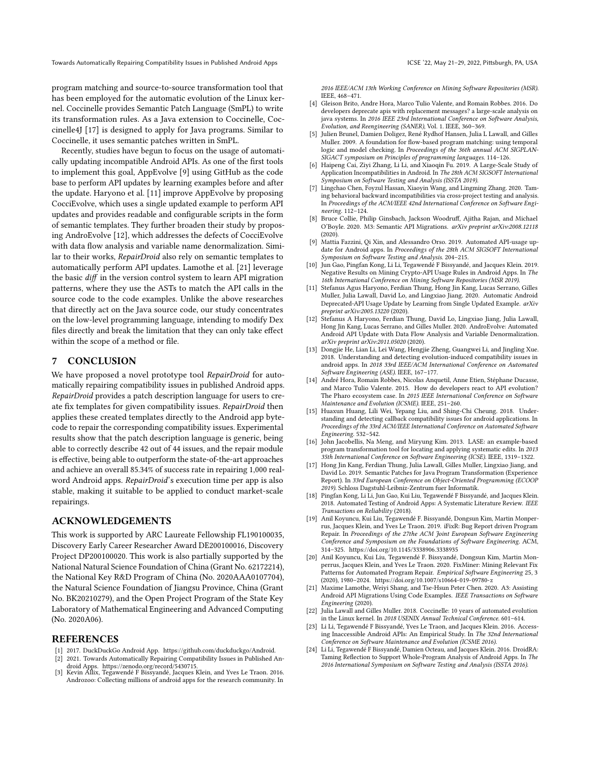program matching and source-to-source transformation tool that has been employed for the automatic evolution of the Linux kernel. Coccinelle provides Semantic Patch Language (SmPL) to write its transformation rules. As a Java extension to Coccinelle, Coccinelle4J [17] is designed to apply for Java programs. Similar to Coccinelle, it uses semantic patches written in SmPL.

Recently, studies have begun to focus on the usage of automatically updating incompatible Android APIs. As one of the first tools to implement this goal, AppEvolve [9] using GitHub as the code base to perform API updates by learning examples before and after the update. Haryono et al. [11] improve AppEvolve by proposing CocciEvolve, which uses a single updated example to perform API updates and provides readable and configurable scripts in the form of semantic templates. They further broaden their study by proposing AndroEvolve [12], which addresses the defects of CocciEvolve with data flow analysis and variable name denormalization. Similar to their works, *RepairDroid* also rely on semantic templates to automatically perform API updates. Lamothe et al. [21] leverage the basic *diff* in the version control system to learn API migration patterns, where they use the ASTs to match the API calls in the source code to the code examples. Unlike the above researches that directly act on the Java source code, our study concentrates on the low-level programming language, intending to modify Dex files directly and break the limitation that they can only take effect within the scope of a method or file.

## 7 CONCLUSION

We have proposed a novel prototype tool *RepairDroid* for automatically repairing compatibility issues in published Android apps. *RepairDroid* provides a patch description language for users to create fix templates for given compatibility issues. *RepairDroid* then applies these created templates directly to the Android app bytecode to repair the corresponding compatibility issues. Experimental results show that the patch description language is generic, being able to correctly describe 42 out of 44 issues, and the repair module is effective, being able to outperform the state-of-the-art approaches and achieve an overall 85.34% of success rate in repairing 1,000 real-word Android apps. *RepairDroid*'s execution time per app is also stable, making it suitable to be applied to conduct market-scale repairings.

## ACKNOWLEDGEMENTS

This work is supported by ARC Laureate Fellowship FL190100035, Discovery Early Career Researcher Award DE200100016, Discovery Project DP200100020. This work is also partially supported by the National Natural Science Foundation of China (Grant No. 62172214), the National Key R&D Program of China (No. 2020AAA0107704), the Natural Science Foundation of Jiangsu Province, China (Grant No. BK20210279), and the Open Project Program of the State Key Laboratory of Mathematical Engineering and Advanced Computing (No. 2020A06).

## REFERENCES

[1] 2017. DuckDuckGo Android App. https://github.com/duckduckgo/Android.

[2] 2021. Towards Automatically Repairing Compatibility Issues in Published Android Apps. https://zenodo.org/record/5430715.

[3] Kevin Allix, Tegawendé F Bissyandé, Jacques Klein, and Yves Le Traon. 2016. Androzoo: Collecting millions of android apps for the research community. In *2016 IEEE/ACM 13th Working Conference on Mining Software Repositories (MSR)*. IEEE, 468–471.

[4] Gleison Brito, Andre Hora, Marco Tulio Valente, and Romain Robbes. 2016. Do developers deprecate apis with replacement messages? a large-scale analysis on java systems. In *2016 IEEE 23rd International Conference on Software Analysis, Evolution, and Reengineering (SANER)*, Vol. 1. IEEE, 360–369.

[5] Julien Brunel, Damien Doligez, René Rydhof Hansen, Julia L Lawall, and Gilles Muller. 2009. A foundation for flow-based program matching: using temporal logic and model checking. In *Proceedings of the 36th annual ACM SIGPLAN-SIGACT symposium on Principles of programming languages*. 114–126.

[6] Haipeng Cai, Ziyi Zhang, Li Li, and Xiaoqin Fu. 2019. A Large-Scale Study of Application Incompatibilities in Android. In *The 28th ACM SIGSOFT International Symposium on Software Testing and Analysis (ISSTA 2019)*.

[7] Lingchao Chen, Foyzul Hassan, Xiaoyin Wang, and Lingming Zhang. 2020. Taming behavioral backward incompatibilities via cross-project testing and analysis. In *Proceedings of the ACM/IEEE 42nd International Conference on Software Engineering*. 112–124.

[8] Bruce Collie, Philip Ginsbach, Jackson Woodruff, Ajitha Rajan, and Michael O'Boyle. 2020. M3: Semantic API Migrations. *arXiv preprint arXiv:2008.12118* (2020).

[9] Mattia Fazzini, Qi Xin, and Alessandro Orso. 2019. Automated API-usage update for Android apps. In *Proceedings of the 28th ACM SIGSOFT International Symposium on Software Testing and Analysis*. 204–215.

[10] Jun Gao, Pingfan Kong, Li Li, Tegawendé F Bissyandé, and Jacques Klein. 2019. Negative Results on Mining Crypto-API Usage Rules in Android Apps. In *The 16th International Conference on Mining Software Repositories (MSR 2019)*.

[11] Stefanus Agus Haryono, Ferdian Thung, Hong Jin Kang, Lucas Serrano, Gilles Muller, Julia Lawall, David Lo, and Lingxiao Jiang. 2020. Automatic Android Deprecated-API Usage Update by Learning from Single Updated Example. *arXiv preprint arXiv:2005.13220* (2020).

[12] Stefanus A Haryono, Ferdian Thung, David Lo, Lingxiao Jiang, Julia Lawall, Hong Jin Kang, Lucas Serrano, and Gilles Muller. 2020. AndroEvolve: Automated Android API Update with Data Flow Analysis and Variable Denormalization. *arXiv preprint arXiv:2011.05020* (2020).

[13] Dongjie He, Lian Li, Lei Wang, Hengjie Zheng, Guangwei Li, and Jingling Xue. 2018. Understanding and detecting evolution-induced compatibility issues in android apps. In *2018 33rd IEEE/ACM International Conference on Automated Software Engineering (ASE)*. IEEE, 167–177.

[14] André Hora, Romain Robbes, Nicolas Anquetil, Anne Etien, Stéphane Ducasse, and Marco Tulio Valente. 2015. How do developers react to API evolution? The Pharo ecosystem case. In *2015 IEEE International Conference on Software Maintenance and Evolution (ICSME)*. IEEE, 251–260.

[15] Huaxun Huang, Lili Wei, Yepang Liu, and Shing-Chi Cheung. 2018. Understanding and detecting callback compatibility issues for android applications. In *Proceedings of the 33rd ACM/IEEE International Conference on Automated Software Engineering*. 532–542.

[16] John Jacobellis, Na Meng, and Miryung Kim. 2013. LASE: an example-based program transformation tool for locating and applying systematic edits. In *2013 35th International Conference on Software Engineering (ICSE)*. IEEE, 1319–1322.

[17] Hong Jin Kang, Ferdian Thung, Julia Lawall, Gilles Muller, Lingxiao Jiang, and David Lo. 2019. Semantic Patches for Java Program Transformation (Experience Report). In *33rd European Conference on Object-Oriented Programming (ECOOP 2019)*. Schloss Dagstuhl-Leibniz-Zentrum fuer Informatik.

[18] Pingfan Kong, Li Li, Jun Gao, Kui Liu, Tegawendé F Bissyandé, and Jacques Klein. 2018. Automated Testing of Android Apps: A Systematic Literature Review. *IEEE Transactions on Reliability* (2018).

[19] Anil Koyuncu, Kui Liu, Tegawendé F. Bissyandé, Dongsun Kim, Martin Monperrus, Jacques Klein, and Yves Le Traon. 2019. iFixR: Bug Report driven Program Repair. In *Proceedings of the 27the ACM Joint European Software Engineering Conference and Symposium on the Foundations of Software Engineering*. ACM, 314–325. https://doi.org/10.1145/3338906.3338935

[20] Anil Koyuncu, Kui Liu, Tegawendé F. Bissyandé, Dongsun Kim, Martin Monperrus, Jacques Klein, and Yves Le Traon. 2020. FixMiner: Mining Relevant Fix Patterns for Automated Program Repair. *Empirical Software Engineering* 25, 3 (2020), 1980–2024. https://doi.org/10.1007/s10664-019-09780-z

[21] Maxime Lamothe, Weiyi Shang, and Tse-Hsun Peter Chen. 2020. A3: Assisting Android API Migrations Using Code Examples. *IEEE Transactions on Software Engineering* (2020).

[22] Julia Lawall and Gilles Muller. 2018. Coccinelle: 10 years of automated evolution in the Linux kernel. In *2018 USENIX Annual Technical Conference*. 601–614.

[23] Li Li, Tegawendé F Bissyandé, Yves Le Traon, and Jacques Klein. 2016. Accessing Inaccessible Android APIs: An Empirical Study. In *The 32nd International Conference on Software Maintenance and Evolution (ICSME 2016)*.

[24] Li Li, Tegawendé F Bissyandé, Damien Octeau, and Jacques Klein. 2016. DroidRA: Taming Reflection to Support Whole-Program Analysis of Android Apps. In *The 2016 International Symposium on Software Testing and Analysis (ISSTA 2016)*.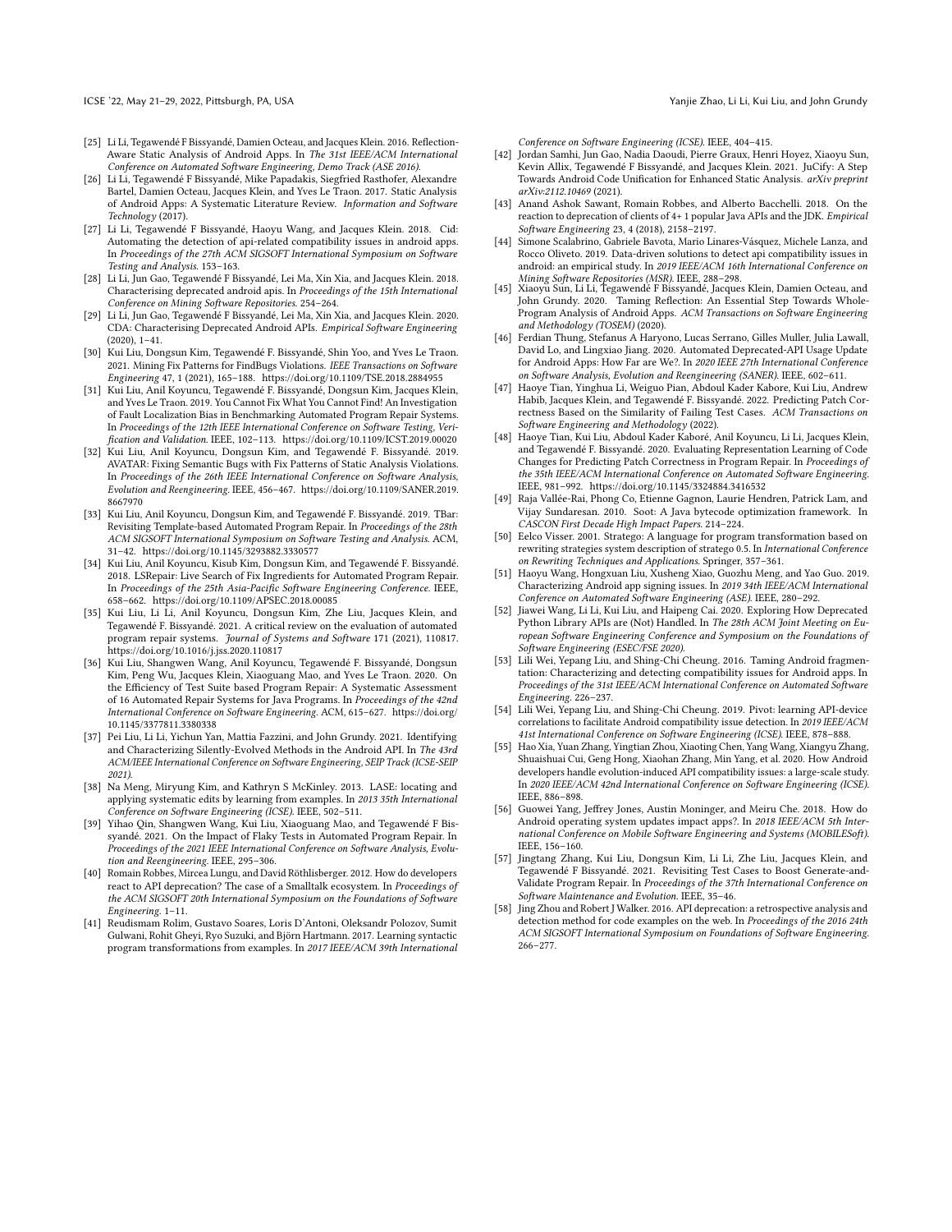- [25] Li Li, Tegawendé F Bissyandé, Damien Octeau, and Jacques Klein. 2016. Reflection-Aware Static Analysis of Android Apps. In *The 31st IEEE/ACM International Conference on Automated Software Engineering, Demo Track (ASE 2016)*.
- [26] Li Li, Tegawendé F Bissyandé, Mike Papadakis, Siegfried Rasthofer, Alexandre Bartel, Damien Octeau, Jacques Klein, and Yves Le Traon. 2017. Static Analysis of Android Apps: A Systematic Literature Review. *Information and Software Technology* (2017).
- [27] Li Li, Tegawendé F Bissyandé, Haoyu Wang, and Jacques Klein. 2018. Cid: Automating the detection of api-related compatibility issues in android apps. In *Proceedings of the 27th ACM SIGSOFT International Symposium on Software Testing and Analysis*. 153–163.
- [28] Li Li, Jun Gao, Tegawendé F Bissyandé, Lei Ma, Xin Xia, and Jacques Klein. 2018. Characterising deprecated android apis. In *Proceedings of the 15th International Conference on Mining Software Repositories*. 254–264.
- [29] Li Li, Jun Gao, Tegawendé F Bissyandé, Lei Ma, Xin Xia, and Jacques Klein. 2020. CDA: Characterising Deprecated Android APIs. *Empirical Software Engineering* (2020), 1–41.
- [30] Kui Liu, Dongsun Kim, Tegawendé F. Bissyandé, Shin Yoo, and Yves Le Traon. 2021. Mining Fix Patterns for FindBugs Violations. *IEEE Transactions on Software Engineering* 47, 1 (2021), 165–188. https://doi.org/10.1109/TSE.2018.2884955
- [31] Kui Liu, Anil Koyuncu, Tegawendé F. Bissyandé, Dongsun Kim, Jacques Klein, and Yves Le Traon. 2019. You Cannot Fix What You Cannot Find! An Investigation of Fault Localization Bias in Benchmarking Automated Program Repair Systems. In *Proceedings of the 12th IEEE International Conference on Software Testing, Verification and Validation*. IEEE, 102–113. https://doi.org/10.1109/ICST.2019.00020
- [32] Kui Liu, Anil Koyuncu, Dongsun Kim, and Tegawendé F. Bissyandé. 2019. AVATAR: Fixing Semantic Bugs with Fix Patterns of Static Analysis Violations. In *Proceedings of the 26th IEEE International Conference on Software Analysis, Evolution and Reengineering*. IEEE, 456–467. https://doi.org/10.1109/SANER.2019.8667970
- [33] Kui Liu, Anil Koyuncu, Dongsun Kim, and Tegawendé F. Bissyandé. 2019. TBar: Revisiting Template-based Automated Program Repair. In *Proceedings of the 28th ACM SIGSOFT International Symposium on Software Testing and Analysis*. ACM, 31–42. https://doi.org/10.1145/3293882.3330577
- [34] Kui Liu, Anil Koyuncu, Kisub Kim, Dongsun Kim, and Tegawendé F. Bissyandé. 2018. LSRepair: Live Search of Fix Ingredients for Automated Program Repair. In *Proceedings of the 25th Asia-Pacific Software Engineering Conference*. IEEE, 658–662. https://doi.org/10.1109/APSEC.2018.00085
- [35] Kui Liu, Li Li, Anil Koyuncu, Dongsun Kim, Zhe Liu, Jacques Klein, and Tegawendé F. Bissyandé. 2021. A critical review on the evaluation of automated program repair systems. *Journal of Systems and Software* 171 (2021), 110817. https://doi.org/10.1016/j.jss.2020.110817
- [36] Kui Liu, Shangwen Wang, Anil Koyuncu, Tegawendé F. Bissyandé, Dongsun Kim, Peng Wu, Jacques Klein, Xiaoguang Mao, and Yves Le Traon. 2020. On the Efficiency of Test Suite based Program Repair: A Systematic Assessment of 16 Automated Repair Systems for Java Programs. In *Proceedings of the 42nd International Conference on Software Engineering*. ACM, 615–627. https://doi.org/10.1145/3377811.3380338
- [37] Pei Liu, Li Li, Yichun Yan, Mattia Fazzini, and John Grundy. 2021. Identifying and Characterizing Silently-Evolved Methods in the Android API. In *The 43rd ACM/IEEE International Conference on Software Engineering, SEIP Track (ICSE-SEIP 2021)*.
- [38] Na Meng, Miryung Kim, and Kathryn S McKinley. 2013. LASE: locating and applying systematic edits by learning from examples. In *2013 35th International Conference on Software Engineering (ICSE)*. IEEE, 502–511.
- [39] Yihao Qin, Shangwen Wang, Kui Liu, Xiaoguang Mao, and Tegawendé F Bissyandé. 2021. On the Impact of Flaky Tests in Automated Program Repair. In *Proceedings of the 2021 IEEE International Conference on Software Analysis, Evolution and Reengineering*. IEEE, 295–306.
- [40] Romain Robbes, Mircea Lungu, and David Röthlisberger. 2012. How do developers react to API deprecation? The case of a Smalltalk ecosystem. In *Proceedings of the ACM SIGSOFT 20th International Symposium on the Foundations of Software Engineering*. 1–11.
- [41] Reudismam Rolim, Gustavo Soares, Loris D'Antoni, Oleksandr Polozov, Sumit Gulwani, Rohit Gheyi, Ryo Suzuki, and Björn Hartmann. 2017. Learning syntactic program transformations from examples. In *2017 IEEE/ACM 39th International Conference on Software Engineering (ICSE)*. IEEE, 404–415.
- [42] Jordan Samhi, Jun Gao, Nadia Daoudi, Pierre Graux, Henri Hoyez, Xiaoyu Sun, Kevin Allix, Tegawendé F Bissyandé, and Jacques Klein. 2021. JuCify: A Step Towards Android Code Unification for Enhanced Static Analysis. *arXiv preprint arXiv:2112.10469* (2021).
- [43] Anand Ashok Sawant, Romain Robbes, and Alberto Bacchelli. 2018. On the reaction to deprecation of clients of 4+ 1 popular Java APIs and the JDK. *Empirical Software Engineering* 23, 4 (2018), 2158–2197.
- [44] Simone Scalabrino, Gabriele Bavota, Mario Linares-Vásquez, Michele Lanza, and Rocco Oliveto. 2019. Data-driven solutions to detect api compatibility issues in android: an empirical study. In *2019 IEEE/ACM 16th International Conference on Mining Software Repositories (MSR)*. IEEE, 288–298.
- [45] Xiaoyu Sun, Li Li, Tegawendé F Bissyandé, Jacques Klein, Damien Octeau, and John Grundy. 2020. Taming Reflection: An Essential Step Towards Whole-Program Analysis of Android Apps. *ACM Transactions on Software Engineering and Methodology (TOSEM)* (2020).
- [46] Ferdian Thung, Stefanus A Haryono, Lucas Serrano, Gilles Muller, Julia Lawall, David Lo, and Lingxiao Jiang. 2020. Automated Deprecated-API Usage Update for Android Apps: How Far are We?. In *2020 IEEE 27th International Conference on Software Analysis, Evolution and Reengineering (SANER)*. IEEE, 602–611.
- [47] Haoye Tian, Yinghua Li, Weiguo Pian, Abdoul Kader Kabore, Kui Liu, Andrew Habib, Jacques Klein, and Tegawendé F. Bissyandé. 2022. Predicting Patch Correctness Based on the Similarity of Failing Test Cases. *ACM Transactions on Software Engineering and Methodology* (2022).
- [48] Haoye Tian, Kui Liu, Abdoul Kader Kaboré, Anil Koyuncu, Li Li, Jacques Klein, and Tegawendé F. Bissyandé. 2020. Evaluating Representation Learning of Code Changes for Predicting Patch Correctness in Program Repair. In *Proceedings of the 35th IEEE/ACM International Conference on Automated Software Engineering*. IEEE, 981–992. https://doi.org/10.1145/3324884.3416532
- [49] Raja Vallée-Rai, Phong Co, Etienne Gagnon, Laurie Hendren, Patrick Lam, and Vijay Sundaresan. 2010. Soot: A Java bytecode optimization framework. In *CASCON First Decade High Impact Papers*. 214–224.
- [50] Eelco Visser. 2001. Stratego: A language for program transformation based on rewriting strategies system description of stratego 0.5. In *International Conference on Rewriting Techniques and Applications*. Springer, 357–361.
- [51] Haoyu Wang, Hongxuan Liu, Xusheng Xiao, Guozhu Meng, and Yao Guo. 2019. Characterizing Android app signing issues. In *2019 34th IEEE/ACM International Conference on Automated Software Engineering (ASE)*. IEEE, 280–292.
- [52] Jiawei Wang, Li Li, Kui Liu, and Haipeng Cai. 2020. Exploring How Deprecated Python Library APIs are (Not) Handled. In *The 28th ACM Joint Meeting on European Software Engineering Conference and Symposium on the Foundations of Software Engineering (ESEC/FSE 2020)*.
- [53] Lili Wei, Yepang Liu, and Shing-Chi Cheung. 2016. Taming Android fragmentation: Characterizing and detecting compatibility issues for Android apps. In *Proceedings of the 31st IEEE/ACM International Conference on Automated Software Engineering*. 226–237.
- [54] Lili Wei, Yepang Liu, and Shing-Chi Cheung. 2019. Pivot: learning API-device correlations to facilitate Android compatibility issue detection. In *2019 IEEE/ACM 41st International Conference on Software Engineering (ICSE)*. IEEE, 878–888.
- [55] Hao Xia, Yuan Zhang, Yingtian Zhou, Xiaoting Chen, Yang Wang, Xiangyu Zhang, Shuaishuai Cui, Geng Hong, Xiaohan Zhang, Min Yang, et al. 2020. How Android developers handle evolution-induced API compatibility issues: a large-scale study. In *2020 IEEE/ACM 42nd International Conference on Software Engineering (ICSE)*. IEEE, 886–898.
- [56] Guowei Yang, Jeffrey Jones, Austin Moninger, and Meiru Che. 2018. How do Android operating system updates impact apps?. In *2018 IEEE/ACM 5th International Conference on Mobile Software Engineering and Systems (MOBILESoft)*. IEEE, 156–160.
- [57] Jingtang Zhang, Kui Liu, Dongsun Kim, Li Li, Zhe Liu, Jacques Klein, and Tegawendé F Bissyandé. 2021. Revisiting Test Cases to Boost Generate-and-Validate Program Repair. In *Proceedings of the 37th International Conference on Software Maintenance and Evolution*. IEEE, 35–46.
- [58] Jing Zhou and Robert J Walker. 2016. API deprecation: a retrospective analysis and detection method for code examples on the web. In *Proceedings of the 2016 24th ACM SIGSOFT International Symposium on Foundations of Software Engineering*. 266–277.